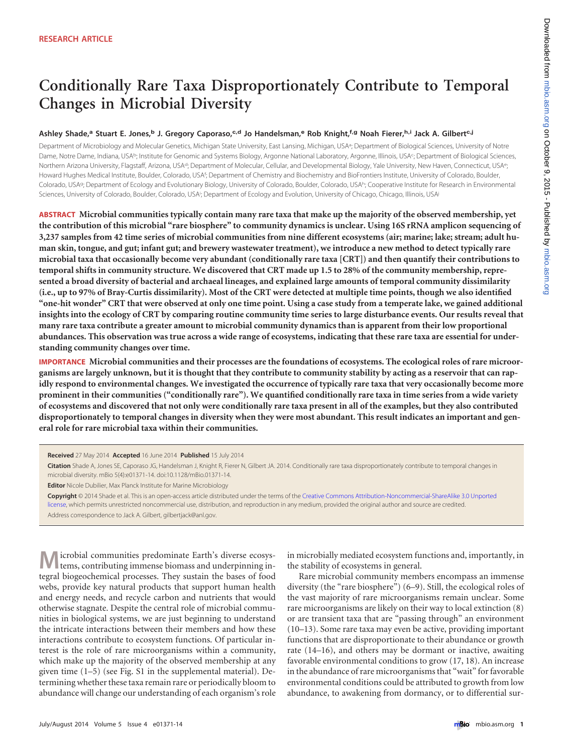RESEARCH ARTICLE

# Conditionally Rare Taxa Disproportionately Contribute to Temporal Changes in Microbial Diversity

**Ashley Shade,[a] Stuart E. Jones,[b] J. Gregory Caporaso,[c,d] Jo Handelsman,[e] Rob Knight,[f,g] Noah Fierer,[h,i] Jack A. Gilbert[c,j]**

Department of Microbiology and Molecular Genetics, Michigan State University, East Lansing, Michigan, USA[a]; Department of Biological Sciences, University of Notre Dame, Notre Dame, Indiana, USA[b]; Institute for Genomic and Systems Biology, Argonne National Laboratory, Argonne, Illinois, USA[c]; Department of Biological Sciences, Northern Arizona University, Flagstaff, Arizona, USA[d]; Department of Molecular, Cellular, and Developmental Biology, Yale University, New Haven, Connecticut, USA[e]; Howard Hughes Medical Institute, Boulder, Colorado, USA[f]; Department of Chemistry and Biochemistry and BioFrontiers Institute, University of Colorado, Boulder, Colorado, USA[g]; Department of Ecology and Evolutionary Biology, University of Colorado, Boulder, Colorado, USA[h]; Cooperative Institute for Research in Environmental Sciences, University of Colorado, Boulder, Colorado, USA[i]; Department of Ecology and Evolution, University of Chicago, Chicago, Illinois, USA[j]

**ABSTRACT Microbial communities typically contain many rare taxa that make up the majority of the observed membership, yet the contribution of this microbial "rare biosphere" to community dynamics is unclear. Using 16S rRNA amplicon sequencing of 3,237 samples from 42 time series of microbial communities from nine different ecosystems (air; marine; lake; stream; adult human skin, tongue, and gut; infant gut; and brewery wastewater treatment), we introduce a new method to detect typically rare microbial taxa that occasionally become very abundant (conditionally rare taxa [CRT]) and then quantify their contributions to temporal shifts in community structure. We discovered that CRT made up 1.5 to 28% of the community membership, represented a broad diversity of bacterial and archaeal lineages, and explained large amounts of temporal community dissimilarity (i.e., up to 97% of Bray-Curtis dissimilarity). Most of the CRT were detected at multiple time points, though we also identified "one-hit wonder" CRT that were observed at only one time point. Using a case study from a temperate lake, we gained additional insights into the ecology of CRT by comparing routine community time series to large disturbance events. Our results reveal that many rare taxa contribute a greater amount to microbial community dynamics than is apparent from their low proportional abundances. This observation was true across a wide range of ecosystems, indicating that these rare taxa are essential for understanding community changes over time.**

**IMPORTANCE Microbial communities and their processes are the foundations of ecosystems. The ecological roles of rare microorganisms are largely unknown, but it is thought that they contribute to community stability by acting as a reservoir that can rapidly respond to environmental changes. We investigated the occurrence of typically rare taxa that very occasionally become more prominent in their communities ("conditionally rare"). We quantified conditionally rare taxa in time series from a wide variety of ecosystems and discovered that not only were conditionally rare taxa present in all of the examples, but they also contributed disproportionately to temporal changes in diversity when they were most abundant. This result indicates an important and general role for rare microbial taxa within their communities.**

**Received** 27 May 2014 **Accepted** 16 June 2014 **Published** 15 July 2014

**Citation** Shade A, Jones SE, Caporaso JG, Handelsman J, Knight R, Fierer N, Gilbert JA. 2014. Conditionally rare taxa disproportionately contribute to temporal changes in microbial diversity. mBio 5(4):e01371-14. doi:10.1128/mBio.01371-14.

**Editor** Nicole Dubilier, Max Planck Institute for Marine Microbiology

**Copyright** © 2014 Shade et al. This is an open-access article distributed under the terms of the Creative Commons Attribution-Noncommercial-ShareAlike 3.0 Unported license, which permits unrestricted noncommercial use, distribution, and reproduction in any medium, provided the original author and source are credited.

Address correspondence to Jack A. Gilbert, gilbertjack@anl.gov.

Microbial communities predominate Earth's diverse ecosystems, contributing immense biomass and underpinning integral biogeochemical processes. They sustain the bases of food webs, provide key natural products that support human health and energy needs, and recycle carbon and nutrients that would otherwise stagnate. Despite the central role of microbial communities in biological systems, we are just beginning to understand the intricate interactions between their members and how these interactions contribute to ecosystem functions. Of particular interest is the role of rare microorganisms within a community, which make up the majority of the observed membership at any given time (1–5) (see Fig. S1 in the supplemental material). Determining whether these taxa remain rare or periodically bloom to abundance will change our understanding of each organism's role in microbially mediated ecosystem functions and, importantly, in the stability of ecosystems in general.

Rare microbial community members encompass an immense diversity (the "rare biosphere") (6–9). Still, the ecological roles of the vast majority of rare microorganisms remain unclear. Some rare microorganisms are likely on their way to local extinction (8) or are transient taxa that are "passing through" an environment (10–13). Some rare taxa may even be active, providing important functions that are disproportionate to their abundance or growth rate (14–16), and others may be dormant or inactive, awaiting favorable environmental conditions to grow (17, 18). An increase in the abundance of rare microorganisms that "wait" for favorable environmental conditions could be attributed to growth from low abundance, to awakening from dormancy, or to differential sur-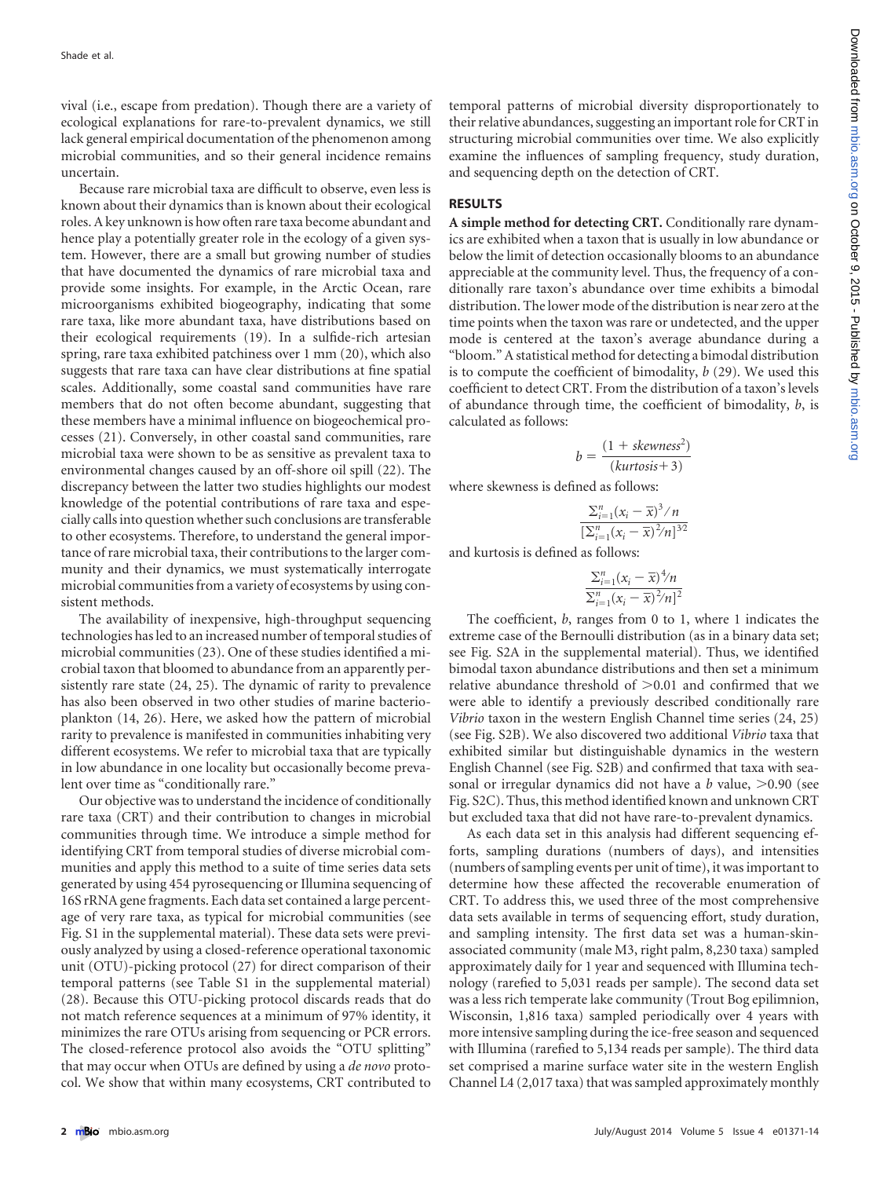vival (i.e., escape from predation). Though there are a variety of ecological explanations for rare-to-prevalent dynamics, we still lack general empirical documentation of the phenomenon among microbial communities, and so their general incidence remains uncertain.

Because rare microbial taxa are difficult to observe, even less is known about their dynamics than is known about their ecological roles. A key unknown is how often rare taxa become abundant and hence play a potentially greater role in the ecology of a given system. However, there are a small but growing number of studies that have documented the dynamics of rare microbial taxa and provide some insights. For example, in the Arctic Ocean, rare microorganisms exhibited biogeography, indicating that some rare taxa, like more abundant taxa, have distributions based on their ecological requirements (19). In a sulfide-rich artesian spring, rare taxa exhibited patchiness over 1 mm (20), which also suggests that rare taxa can have clear distributions at fine spatial scales. Additionally, some coastal sand communities have rare members that do not often become abundant, suggesting that these members have a minimal influence on biogeochemical processes (21). Conversely, in other coastal sand communities, rare microbial taxa were shown to be as sensitive as prevalent taxa to environmental changes caused by an off-shore oil spill (22). The discrepancy between the latter two studies highlights our modest knowledge of the potential contributions of rare taxa and especially calls into question whether such conclusions are transferable to other ecosystems. Therefore, to understand the general importance of rare microbial taxa, their contributions to the larger community and their dynamics, we must systematically interrogate microbial communities from a variety of ecosystems by using consistent methods.

The availability of inexpensive, high-throughput sequencing technologies has led to an increased number of temporal studies of microbial communities (23). One of these studies identified a microbial taxon that bloomed to abundance from an apparently persistently rare state (24, 25). The dynamic of rarity to prevalence has also been observed in two other studies of marine bacterioplankton (14, 26). Here, we asked how the pattern of microbial rarity to prevalence is manifested in communities inhabiting very different ecosystems. We refer to microbial taxa that are typically in low abundance in one locality but occasionally become prevalent over time as "conditionally rare."

Our objective was to understand the incidence of conditionally rare taxa (CRT) and their contribution to changes in microbial communities through time. We introduce a simple method for identifying CRT from temporal studies of diverse microbial communities and apply this method to a suite of time series data sets generated by using 454 pyrosequencing or Illumina sequencing of 16S rRNA gene fragments. Each data set contained a large percentage of very rare taxa, as typical for microbial communities (see Fig. S1 in the supplemental material). These data sets were previously analyzed by using a closed-reference operational taxonomic unit (OTU)-picking protocol (27) for direct comparison of their temporal patterns (see Table S1 in the supplemental material) (28). Because this OTU-picking protocol discards reads that do not match reference sequences at a minimum of 97% identity, it minimizes the rare OTUs arising from sequencing or PCR errors. The closed-reference protocol also avoids the "OTU splitting" that may occur when OTUs are defined by using a *de novo* protocol. We show that within many ecosystems, CRT contributed to temporal patterns of microbial diversity disproportionately to their relative abundances, suggesting an important role for CRT in structuring microbial communities over time. We also explicitly examine the influences of sampling frequency, study duration, and sequencing depth on the detection of CRT.

## RESULTS

**A simple method for detecting CRT.** Conditionally rare dynamics are exhibited when a taxon that is usually in low abundance or below the limit of detection occasionally blooms to an abundance appreciable at the community level. Thus, the frequency of a conditionally rare taxon's abundance over time exhibits a bimodal distribution. The lower mode of the distribution is near zero at the time points when the taxon was rare or undetected, and the upper mode is centered at the taxon's average abundance during a "bloom." A statistical method for detecting a bimodal distribution is to compute the coefficient of bimodality, $b$ (29). We used this coefficient to detect CRT. From the distribution of a taxon's levels of abundance through time, the coefficient of bimodality, $b$, is calculated as follows:

$$b = \frac{(1 + skewness^2)}{(kurtosis + 3)}$$

where skewness is defined as follows:

$$\frac{\sum_{i=1}^{n}(x_i - \overline{x})^3 / n}{[\sum_{i=1}^{n}(x_i - \overline{x})^2 / n]^{3/2}}$$

and kurtosis is defined as follows:

$$\frac{\sum_{i=1}^{n}(x_i - \overline{x})^4 / n}{[\sum_{i=1}^{n}(x_i - \overline{x})^2 / n]^2}$$

The coefficient, $b$, ranges from 0 to 1, where 1 indicates the extreme case of the Bernoulli distribution (as in a binary data set; see Fig. S2A in the supplemental material). Thus, we identified bimodal taxon abundance distributions and then set a minimum relative abundance threshold of $>$0.01 and confirmed that we were able to identify a previously described conditionally rare *Vibrio* taxon in the western English Channel time series (24, 25) (see Fig. S2B). We also discovered two additional *Vibrio* taxa that exhibited similar but distinguishable dynamics in the western English Channel (see Fig. S2B) and confirmed that taxa with seasonal or irregular dynamics did not have a $b$ value, $>$0.90 (see Fig. S2C). Thus, this method identified known and unknown CRT but excluded taxa that did not have rare-to-prevalent dynamics.

As each data set in this analysis had different sequencing efforts, sampling durations (numbers of days), and intensities (numbers of sampling events per unit of time), it was important to determine how these affected the recoverable enumeration of CRT. To address this, we used three of the most comprehensive data sets available in terms of sequencing effort, study duration, and sampling intensity. The first data set was a human-skin-associated community (male M3, right palm, 8,230 taxa) sampled approximately daily for 1 year and sequenced with Illumina technology (rarefied to 5,031 reads per sample). The second data set was a less rich temperate lake community (Trout Bog epilimnion, Wisconsin, 1,816 taxa) sampled periodically over 4 years with more intensive sampling during the ice-free season and sequenced with Illumina (rarefied to 5,134 reads per sample). The third data set comprised a marine surface water site in the western English Channel L4 (2,017 taxa) that was sampled approximately monthly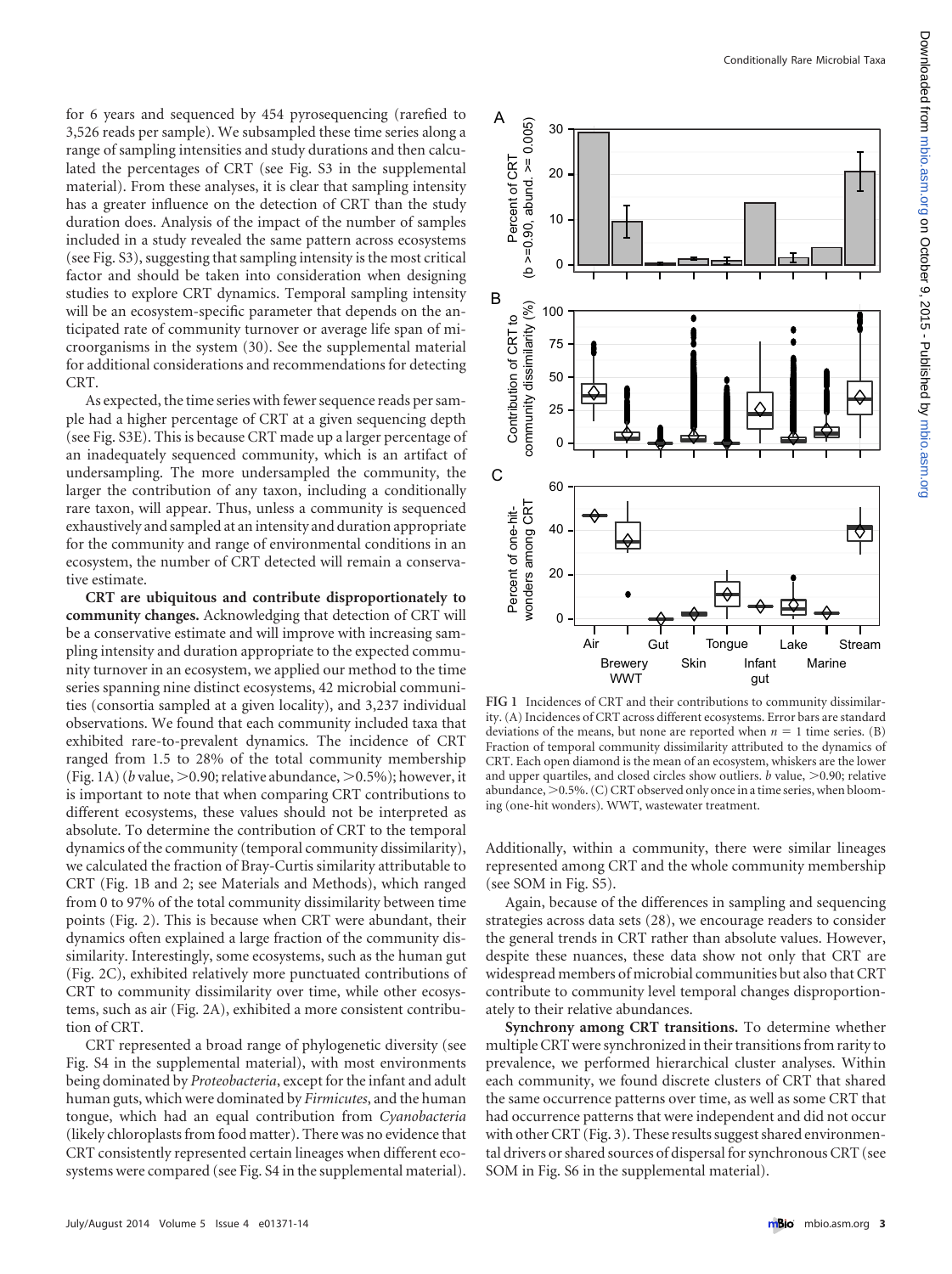for 6 years and sequenced by 454 pyrosequencing (rarefied to 3,526 reads per sample). We subsampled these time series along a range of sampling intensities and study durations and then calculated the percentages of CRT (see Fig. S3 in the supplemental material). From these analyses, it is clear that sampling intensity has a greater influence on the detection of CRT than the study duration does. Analysis of the impact of the number of samples included in a study revealed the same pattern across ecosystems (see Fig. S3), suggesting that sampling intensity is the most critical factor and should be taken into consideration when designing studies to explore CRT dynamics. Temporal sampling intensity will be an ecosystem-specific parameter that depends on the anticipated rate of community turnover or average life span of microorganisms in the system (30). See the supplemental material for additional considerations and recommendations for detecting CRT.

As expected, the time series with fewer sequence reads per sample had a higher percentage of CRT at a given sequencing depth (see Fig. S3E). This is because CRT made up a larger percentage of an inadequately sequenced community, which is an artifact of undersampling. The more undersampled the community, the larger the contribution of any taxon, including a conditionally rare taxon, will appear. Thus, unless a community is sequenced exhaustively and sampled at an intensity and duration appropriate for the community and range of environmental conditions in an ecosystem, the number of CRT detected will remain a conservative estimate.

**CRT are ubiquitous and contribute disproportionately to community changes.** Acknowledging that detection of CRT will be a conservative estimate and will improve with increasing sampling intensity and duration appropriate to the expected community turnover in an ecosystem, we applied our method to the time series spanning nine distinct ecosystems, 42 microbial communities (consortia sampled at a given locality), and 3,237 individual observations. We found that each community included taxa that exhibited rare-to-prevalent dynamics. The incidence of CRT ranged from 1.5 to 28% of the total community membership (Fig. 1A) (*b* value, >0.90; relative abundance, >0.5%); however, it is important to note that when comparing CRT contributions to different ecosystems, these values should not be interpreted as absolute. To determine the contribution of CRT to the temporal dynamics of the community (temporal community dissimilarity), we calculated the fraction of Bray-Curtis similarity attributable to CRT (Fig. 1B and 2; see Materials and Methods), which ranged from 0 to 97% of the total community dissimilarity between time points (Fig. 2). This is because when CRT were abundant, their dynamics often explained a large fraction of the community dissimilarity. Interestingly, some ecosystems, such as the human gut (Fig. 2C), exhibited relatively more punctuated contributions of CRT to community dissimilarity over time, while other ecosystems, such as air (Fig. 2A), exhibited a more consistent contribution of CRT.

CRT represented a broad range of phylogenetic diversity (see Fig. S4 in the supplemental material), with most environments being dominated by *Proteobacteria*, except for the infant and adult human guts, which were dominated by *Firmicutes*, and the human tongue, which had an equal contribution from *Cyanobacteria* (likely chloroplasts from food matter). There was no evidence that CRT consistently represented certain lineages when different ecosystems were compared (see Fig. S4 in the supplemental material).

**FIG 1** Incidences of CRT and their contributions to community dissimilarity. (A) Incidences of CRT across different ecosystems. Error bars are standard deviations of the means, but none are reported when $n = 1$ time series. (B) Fraction of temporal community dissimilarity attributed to the dynamics of CRT. Each open diamond is the mean of an ecosystem, whiskers are the lower and upper quartiles, and closed circles show outliers. *b* value, >0.90; relative abundance, >0.5%. (C) CRT observed only once in a time series, when blooming (one-hit wonders). WWT, wastewater treatment.

Additionally, within a community, there were similar lineages represented among CRT and the whole community membership (see SOM in Fig. S5).

Again, because of the differences in sampling and sequencing strategies across data sets (28), we encourage readers to consider the general trends in CRT rather than absolute values. However, despite these nuances, these data show not only that CRT are widespread members of microbial communities but also that CRT contribute to community level temporal changes disproportionately to their relative abundances.

**Synchrony among CRT transitions.** To determine whether multiple CRT were synchronized in their transitions from rarity to prevalence, we performed hierarchical cluster analyses. Within each community, we found discrete clusters of CRT that shared the same occurrence patterns over time, as well as some CRT that had occurrence patterns that were independent and did not occur with other CRT (Fig. 3). These results suggest shared environmental drivers or shared sources of dispersal for synchronous CRT (see SOM in Fig. S6 in the supplemental material).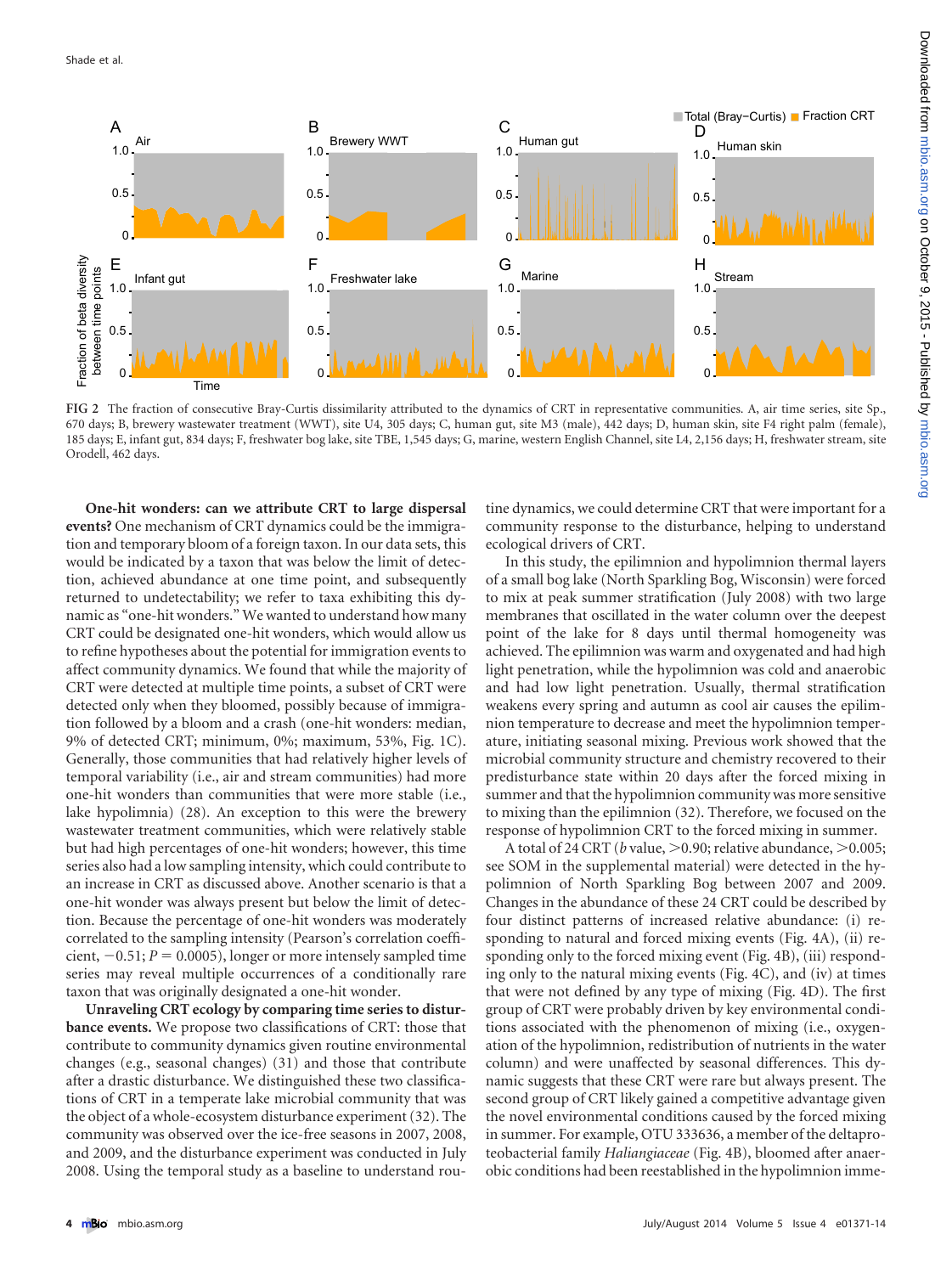FIG 2 The fraction of consecutive Bray-Curtis dissimilarity attributed to the dynamics of CRT in representative communities. A, air time series, site Sp., 670 days; B, brewery wastewater treatment (WWT), site U4, 305 days; C, human gut, site M3 (male), 442 days; D, human skin, site F4 right palm (female), 185 days; E, infant gut, 834 days; F, freshwater bog lake, site TBE, 1,545 days; G, marine, western English Channel, site L4, 2,156 days; H, freshwater stream, site Orodell, 462 days.

**One-hit wonders: can we attribute CRT to large dispersal events?** One mechanism of CRT dynamics could be the immigration and temporary bloom of a foreign taxon. In our data sets, this would be indicated by a taxon that was below the limit of detection, achieved abundance at one time point, and subsequently returned to undetectability; we refer to taxa exhibiting this dynamic as "one-hit wonders." We wanted to understand how many CRT could be designated one-hit wonders, which would allow us to refine hypotheses about the potential for immigration events to affect community dynamics. We found that while the majority of CRT were detected at multiple time points, a subset of CRT were detected only when they bloomed, possibly because of immigration followed by a bloom and a crash (one-hit wonders: median, 9% of detected CRT; minimum, 0%; maximum, 53%, Fig. 1C). Generally, those communities that had relatively higher levels of temporal variability (i.e., air and stream communities) had more one-hit wonders than communities that were more stable (i.e., lake hypolimnia) (28). An exception to this were the brewery wastewater treatment communities, which were relatively stable but had high percentages of one-hit wonders; however, this time series also had a low sampling intensity, which could contribute to an increase in CRT as discussed above. Another scenario is that a one-hit wonder was always present but below the limit of detection. Because the percentage of one-hit wonders was moderately correlated to the sampling intensity (Pearson's correlation coefficient, −0.51; $P = 0.0005$), longer or more intensely sampled time series may reveal multiple occurrences of a conditionally rare taxon that was originally designated a one-hit wonder.

**Unraveling CRT ecology by comparing time series to disturbance events.** We propose two classifications of CRT: those that contribute to community dynamics given routine environmental changes (e.g., seasonal changes) (31) and those that contribute after a drastic disturbance. We distinguished these two classifications of CRT in a temperate lake microbial community that was the object of a whole-ecosystem disturbance experiment (32). The community was observed over the ice-free seasons in 2007, 2008, and 2009, and the disturbance experiment was conducted in July 2008. Using the temporal study as a baseline to understand routine dynamics, we could determine CRT that were important for a community response to the disturbance, helping to understand ecological drivers of CRT.

In this study, the epilimnion and hypolimnion thermal layers of a small bog lake (North Sparkling Bog, Wisconsin) were forced to mix at peak summer stratification (July 2008) with two large membranes that oscillated in the water column over the deepest point of the lake for 8 days until thermal homogeneity was achieved. The epilimnion was warm and oxygenated and had high light penetration, while the hypolimnion was cold and anaerobic and had low light penetration. Usually, thermal stratification weakens every spring and autumn as cool air causes the epilimnion temperature to decrease and meet the hypolimnion temperature, initiating seasonal mixing. Previous work showed that the microbial community structure and chemistry recovered to their predisturbance state within 20 days after the forced mixing in summer and that the hypolimnion community was more sensitive to mixing than the epilimnion (32). Therefore, we focused on the response of hypolimnion CRT to the forced mixing in summer.

A total of 24 CRT (*b* value, >0.90; relative abundance, >0.005; see SOM in the supplemental material) were detected in the hypolimnion of North Sparkling Bog between 2007 and 2009. Changes in the abundance of these 24 CRT could be described by four distinct patterns of increased relative abundance: (i) responding to natural and forced mixing events (Fig. 4A), (ii) responding only to the forced mixing event (Fig. 4B), (iii) responding only to the natural mixing events (Fig. 4C), and (iv) at times that were not defined by any type of mixing (Fig. 4D). The first group of CRT were probably driven by key environmental conditions associated with the phenomenon of mixing (i.e., oxygenation of the hypolimnion, redistribution of nutrients in the water column) and were unaffected by seasonal differences. This dynamic suggests that these CRT were rare but always present. The second group of CRT likely gained a competitive advantage given the novel environmental conditions caused by the forced mixing in summer. For example, OTU 333636, a member of the deltaproteobacterial family *Haliangiaceae* (Fig. 4B), bloomed after anaerobic conditions had been reestablished in the hypolimnion imme-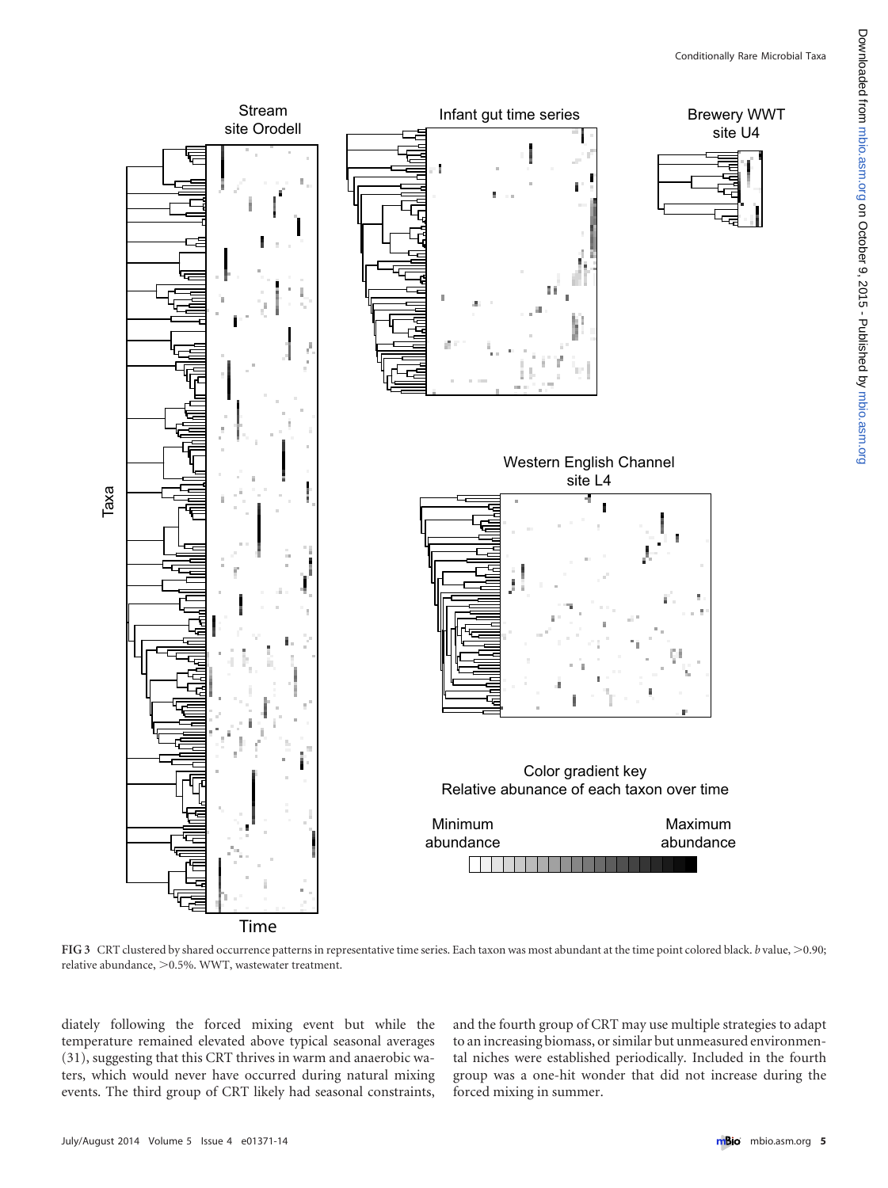**FIG 3** CRT clustered by shared occurrence patterns in representative time series. Each taxon was most abundant at the time point colored black. *b* value, >0.90; relative abundance, >0.5%. WWT, wastewater treatment.

diately following the forced mixing event but while the temperature remained elevated above typical seasonal averages (31), suggesting that this CRT thrives in warm and anaerobic waters, which would never have occurred during natural mixing events. The third group of CRT likely had seasonal constraints, and the fourth group of CRT may use multiple strategies to adapt to an increasing biomass, or similar but unmeasured environmental niches were established periodically. Included in the fourth group was a one-hit wonder that did not increase during the forced mixing in summer.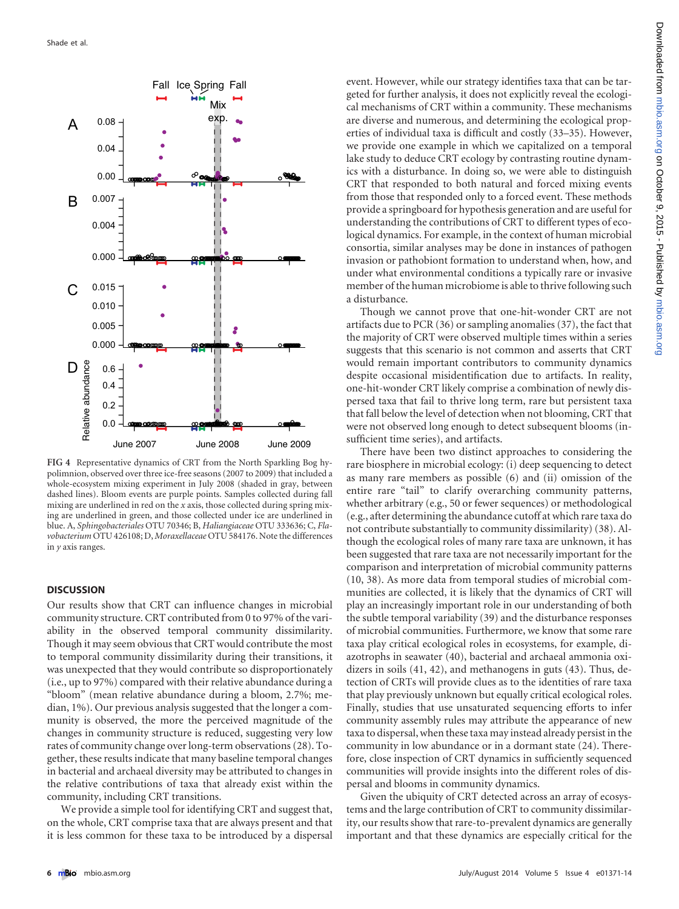FIG 4 Representative dynamics of CRT from the North Sparkling Bog hypolimnion, observed over three ice-free seasons (2007 to 2009) that included a whole-ecosystem mixing experiment in July 2008 (shaded in gray, between dashed lines). Bloom events are purple points. Samples collected during fall mixing are underlined in red on the *x* axis, those collected during spring mixing are underlined in green, and those collected under ice are underlined in blue. A, *Sphingobacteriales* OTU 70346; B, *Haliangiaceae* OTU 333636; C, *Flavobacterium* OTU 426108; D, *Moraxellaceae* OTU 584176. Note the differences in *y* axis ranges.

## DISCUSSION

Our results show that CRT can influence changes in microbial community structure. CRT contributed from 0 to 97% of the variability in the observed temporal community dissimilarity. Though it may seem obvious that CRT would contribute the most to temporal community dissimilarity during their transitions, it was unexpected that they would contribute so disproportionately (i.e., up to 97%) compared with their relative abundance during a "bloom" (mean relative abundance during a bloom, 2.7%; median, 1%). Our previous analysis suggested that the longer a community is observed, the more the perceived magnitude of the changes in community structure is reduced, suggesting very low rates of community change over long-term observations (28). Together, these results indicate that many baseline temporal changes in bacterial and archaeal diversity may be attributed to changes in the relative contributions of taxa that already exist within the community, including CRT transitions.

We provide a simple tool for identifying CRT and suggest that, on the whole, CRT comprise taxa that are always present and that it is less common for these taxa to be introduced by a dispersal event. However, while our strategy identifies taxa that can be targeted for further analysis, it does not explicitly reveal the ecological mechanisms of CRT within a community. These mechanisms are diverse and numerous, and determining the ecological properties of individual taxa is difficult and costly (33–35). However, we provide one example in which we capitalized on a temporal lake study to deduce CRT ecology by contrasting routine dynamics with a disturbance. In doing so, we were able to distinguish CRT that responded to both natural and forced mixing events from those that responded only to a forced event. These methods provide a springboard for hypothesis generation and are useful for understanding the contributions of CRT to different types of ecological dynamics. For example, in the context of human microbial consortia, similar analyses may be done in instances of pathogen invasion or pathobiont formation to understand when, how, and under what environmental conditions a typically rare or invasive member of the human microbiome is able to thrive following such a disturbance.

Though we cannot prove that one-hit-wonder CRT are not artifacts due to PCR (36) or sampling anomalies (37), the fact that the majority of CRT were observed multiple times within a series suggests that this scenario is not common and asserts that CRT would remain important contributors to community dynamics despite occasional misidentification due to artifacts. In reality, one-hit-wonder CRT likely comprise a combination of newly dispersed taxa that fail to thrive long term, rare but persistent taxa that fall below the level of detection when not blooming, CRT that were not observed long enough to detect subsequent blooms (insufficient time series), and artifacts.

There have been two distinct approaches to considering the rare biosphere in microbial ecology: (i) deep sequencing to detect as many rare members as possible (6) and (ii) omission of the entire rare "tail" to clarify overarching community patterns, whether arbitrary (e.g., 50 or fewer sequences) or methodological (e.g., after determining the abundance cutoff at which rare taxa do not contribute substantially to community dissimilarity) (38). Although the ecological roles of many rare taxa are unknown, it has been suggested that rare taxa are not necessarily important for the comparison and interpretation of microbial community patterns (10, 38). As more data from temporal studies of microbial communities are collected, it is likely that the dynamics of CRT will play an increasingly important role in our understanding of both the subtle temporal variability (39) and the disturbance responses of microbial communities. Furthermore, we know that some rare taxa play critical ecological roles in ecosystems, for example, diazotrophs in seawater (40), bacterial and archaeal ammonia oxidizers in soils (41, 42), and methanogens in guts (43). Thus, detection of CRTs will provide clues as to the identities of rare taxa that play previously unknown but equally critical ecological roles. Finally, studies that use unsaturated sequencing efforts to infer community assembly rules may attribute the appearance of new taxa to dispersal, when these taxa may instead already persist in the community in low abundance or in a dormant state (24). Therefore, close inspection of CRT dynamics in sufficiently sequenced communities will provide insights into the different roles of dispersal and blooms in community dynamics.

Given the ubiquity of CRT detected across an array of ecosystems and the large contribution of CRT to community dissimilarity, our results show that rare-to-prevalent dynamics are generally important and that these dynamics are especially critical for the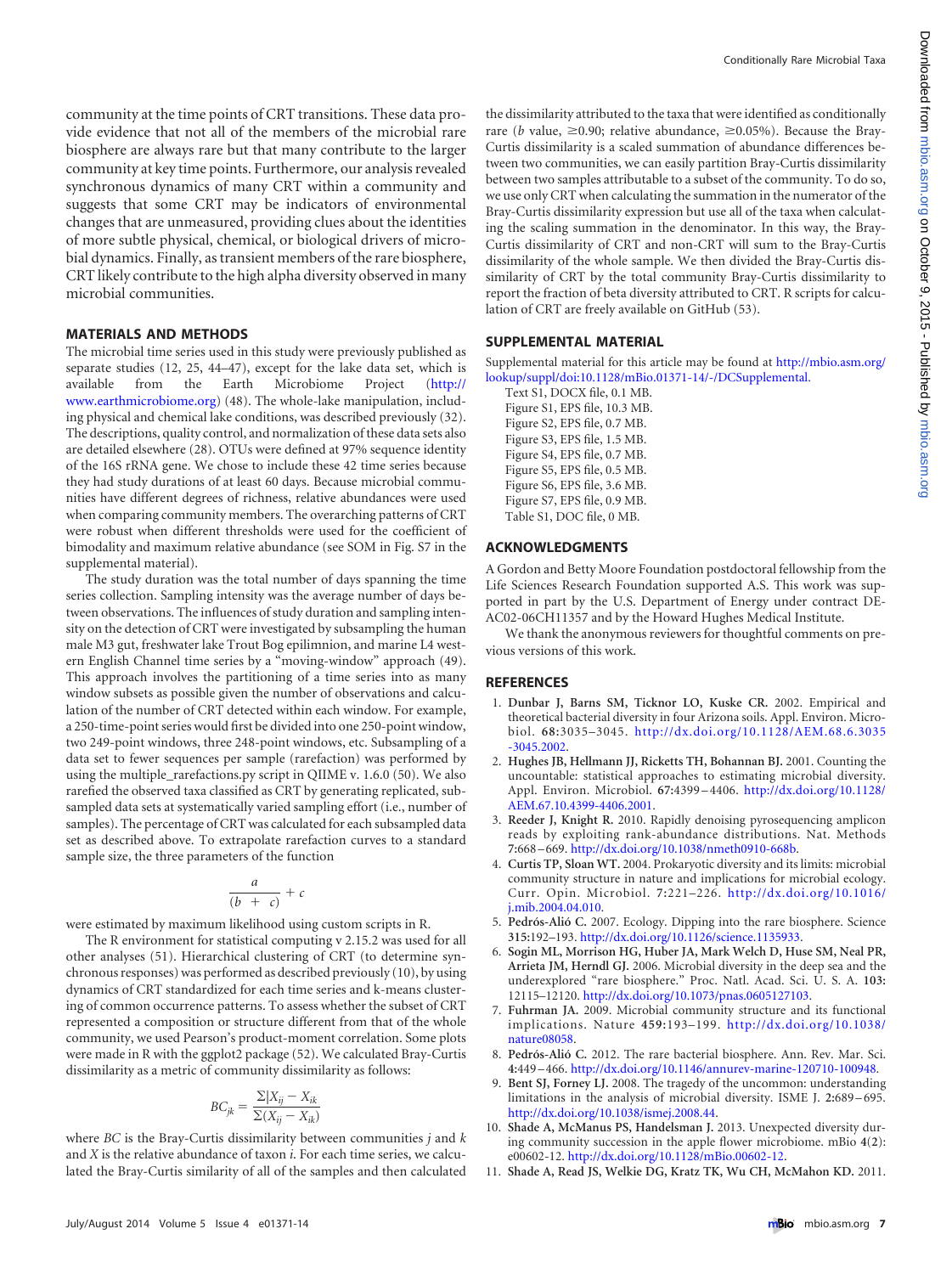community at the time points of CRT transitions. These data provide evidence that not all of the members of the microbial rare biosphere are always rare but that many contribute to the larger community at key time points. Furthermore, our analysis revealed synchronous dynamics of many CRT within a community and suggests that some CRT may be indicators of environmental changes that are unmeasured, providing clues about the identities of more subtle physical, chemical, or biological drivers of microbial dynamics. Finally, as transient members of the rare biosphere, CRT likely contribute to the high alpha diversity observed in many microbial communities.

## MATERIALS AND METHODS

The microbial time series used in this study were previously published as separate studies (12, 25, 44–47), except for the lake data set, which is available from the Earth Microbiome Project (http://www.earthmicrobiome.org) (48). The whole-lake manipulation, including physical and chemical lake conditions, was described previously (32). The descriptions, quality control, and normalization of these data sets also are detailed elsewhere (28). OTUs were defined at 97% sequence identity of the 16S rRNA gene. We chose to include these 42 time series because they had study durations of at least 60 days. Because microbial communities have different degrees of richness, relative abundances were used when comparing community members. The overarching patterns of CRT were robust when different thresholds were used for the coefficient of bimodality and maximum relative abundance (see SOM in Fig. S7 in the supplemental material).

The study duration was the total number of days spanning the time series collection. Sampling intensity was the average number of days between observations. The influences of study duration and sampling intensity on the detection of CRT were investigated by subsampling the human male M3 gut, freshwater lake Trout Bog epilimnion, and marine L4 western English Channel time series by a "moving-window" approach (49). This approach involves the partitioning of a time series into as many window subsets as possible given the number of observations and calculation of the number of CRT detected within each window. For example, a 250-time-point series would first be divided into one 250-point window, two 249-point windows, three 248-point windows, etc. Subsampling of a data set to fewer sequences per sample (rarefaction) was performed by using the multiple_rarefactions.py script in QIIME v. 1.6.0 (50). We also rarefied the observed taxa classified as CRT by generating replicated, subsampled data sets at systematically varied sampling effort (i.e., number of samples). The percentage of CRT was calculated for each subsampled data set as described above. To extrapolate rarefaction curves to a standard sample size, the three parameters of the function

$$\frac{a}{(b\ +\ c)} + c$$

were estimated by maximum likelihood using custom scripts in R.

The R environment for statistical computing v 2.15.2 was used for all other analyses (51). Hierarchical clustering of CRT (to determine synchronous responses) was performed as described previously (10), by using dynamics of CRT standardized for each time series and k-means clustering of common occurrence patterns. To assess whether the subset of CRT represented a composition or structure different from that of the whole community, we used Pearson's product-moment correlation. Some plots were made in R with the ggplot2 package (52). We calculated Bray-Curtis dissimilarity as a metric of community dissimilarity as follows:

$$BC_{jk} = \frac{\Sigma|X_{ij} - X_{ik}}{\Sigma(X_{ij} - X_{ik})}$$

where $BC$ is the Bray-Curtis dissimilarity between communities $j$ and $k$ and $X$ is the relative abundance of taxon $i$. For each time series, we calculated the Bray-Curtis similarity of all of the samples and then calculated the dissimilarity attributed to the taxa that were identified as conditionally rare ($b$ value, ≥0.90; relative abundance, ≥0.05%). Because the Bray-Curtis dissimilarity is a scaled summation of abundance differences between two communities, we can easily partition Bray-Curtis dissimilarity between two samples attributable to a subset of the community. To do so, we use only CRT when calculating the summation in the numerator of the Bray-Curtis dissimilarity expression but use all of the taxa when calculating the scaling summation in the denominator. In this way, the Bray-Curtis dissimilarity of CRT and non-CRT will sum to the Bray-Curtis dissimilarity of the whole sample. We then divided the Bray-Curtis dissimilarity of CRT by the total community Bray-Curtis dissimilarity to report the fraction of beta diversity attributed to CRT. R scripts for calculation of CRT are freely available on GitHub (53).

## SUPPLEMENTAL MATERIAL

Supplemental material for this article may be found at http://mbio.asm.org/lookup/suppl/doi:10.1128/mBio.01371-14/-/DCSupplemental.

Text S1, DOCX file, 0.1 MB.
Figure S1, EPS file, 10.3 MB.
Figure S2, EPS file, 0.7 MB.
Figure S3, EPS file, 1.5 MB.
Figure S4, EPS file, 0.7 MB.
Figure S5, EPS file, 0.5 MB.
Figure S6, EPS file, 3.6 MB.
Figure S7, EPS file, 0.9 MB.
Table S1, DOC file, 0 MB.

## ACKNOWLEDGMENTS

A Gordon and Betty Moore Foundation postdoctoral fellowship from the Life Sciences Research Foundation supported A.S. This work was supported in part by the U.S. Department of Energy under contract DE-AC02-06CH11357 and by the Howard Hughes Medical Institute.

We thank the anonymous reviewers for thoughtful comments on previous versions of this work.

## REFERENCES

1. **Dunbar J, Barns SM, Ticknor LO, Kuske CR.** 2002. Empirical and theoretical bacterial diversity in four Arizona soils. Appl. Environ. Microbiol. **68:**3035–3045. http://dx.doi.org/10.1128/AEM.68.6.3035-3045.2002.
2. **Hughes JB, Hellmann JJ, Ricketts TH, Bohannan BJ.** 2001. Counting the uncountable: statistical approaches to estimating microbial diversity. Appl. Environ. Microbiol. **67:**4399–4406. http://dx.doi.org/10.1128/AEM.67.10.4399-4406.2001.
3. **Reeder J, Knight R.** 2010. Rapidly denoising pyrosequencing amplicon reads by exploiting rank-abundance distributions. Nat. Methods **7:**668–669. http://dx.doi.org/10.1038/nmeth0910-668b.
4. **Curtis TP, Sloan WT.** 2004. Prokaryotic diversity and its limits: microbial community structure in nature and implications for microbial ecology. Curr. Opin. Microbiol. **7:**221–226. http://dx.doi.org/10.1016/j.mib.2004.04.010.
5. **Pedrós-Alió C.** 2007. Ecology. Dipping into the rare biosphere. Science **315:**192–193. http://dx.doi.org/10.1126/science.1135933.
6. **Sogin ML, Morrison HG, Huber JA, Mark Welch D, Huse SM, Neal PR, Arrieta JM, Herndl GJ.** 2006. Microbial diversity in the deep sea and the underexplored "rare biosphere." Proc. Natl. Acad. Sci. U. S. A. **103:**12115–12120. http://dx.doi.org/10.1073/pnas.0605127103.
7. **Fuhrman JA.** 2009. Microbial community structure and its functional implications. Nature **459:**193–199. http://dx.doi.org/10.1038/nature08058.
8. **Pedrós-Alió C.** 2012. The rare bacterial biosphere. Ann. Rev. Mar. Sci. **4:**449–466. http://dx.doi.org/10.1146/annurev-marine-120710-100948.
9. **Bent SJ, Forney LJ.** 2008. The tragedy of the uncommon: understanding limitations in the analysis of microbial diversity. ISME J. **2:**689–695. http://dx.doi.org/10.1038/ismej.2008.44.
10. **Shade A, McManus PS, Handelsman J.** 2013. Unexpected diversity during community succession in the apple flower microbiome. mBio **4**(**2**): e00602-12. http://dx.doi.org/10.1128/mBio.00602-12.
11. **Shade A, Read JS, Welkie DG, Kratz TK, Wu CH, McMahon KD.** 2011.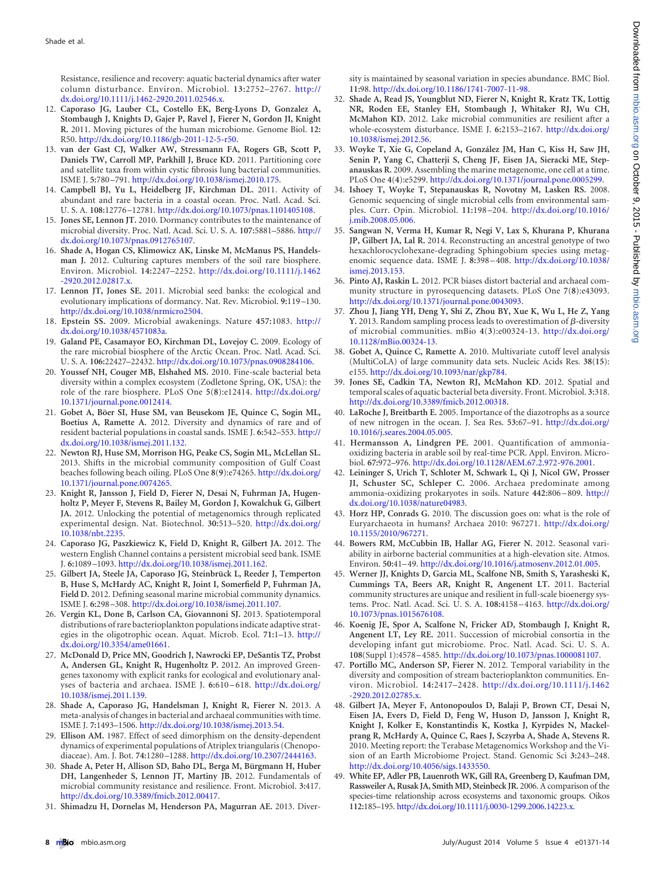Resistance, resilience and recovery: aquatic bacterial dynamics after water column disturbance. Environ. Microbiol. **13**:2752–2767. http://dx.doi.org/10.1111/j.1462-2920.2011.02546.x.

12. **Caporaso JG, Lauber CL, Costello EK, Berg-Lyons D, Gonzalez A, Stombaugh J, Knights D, Gajer P, Ravel J, Fierer N, Gordon JI, Knight R.** 2011. Moving pictures of the human microbiome. Genome Biol. **12:** R50. http://dx.doi.org/10.1186/gb-2011-12-5-r50.
13. **van der Gast CJ, Walker AW, Stressmann FA, Rogers GB, Scott P, Daniels TW, Carroll MP, Parkhill J, Bruce KD.** 2011. Partitioning core and satellite taxa from within cystic fibrosis lung bacterial communities. ISME J. **5:**780–791. http://dx.doi.org/10.1038/ismej.2010.175.
14. **Campbell BJ, Yu L, Heidelberg JF, Kirchman DL.** 2011. Activity of abundant and rare bacteria in a coastal ocean. Proc. Natl. Acad. Sci. U. S. A. **108:**12776–12781. http://dx.doi.org/10.1073/pnas.1101405108.
15. **Jones SE, Lennon JT.** 2010. Dormancy contributes to the maintenance of microbial diversity. Proc. Natl. Acad. Sci. U. S. A. **107:**5881–5886. http://dx.doi.org/10.1073/pnas.0912765107.
16. **Shade A, Hogan CS, Klimowicz AK, Linske M, McManus PS, Handelsman J.** 2012. Culturing captures members of the soil rare biosphere. Environ. Microbiol. **14:**2247–2252. http://dx.doi.org/10.1111/j.1462-2920.2012.02817.x.
17. **Lennon JT, Jones SE.** 2011. Microbial seed banks: the ecological and evolutionary implications of dormancy. Nat. Rev. Microbiol. **9:**119–130. http://dx.doi.org/10.1038/nrmicro2504.
18. **Epstein SS.** 2009. Microbial awakenings. Nature **457:**1083. http://dx.doi.org/10.1038/4571083a.
19. **Galand PE, Casamayor EO, Kirchman DL, Lovejoy C.** 2009. Ecology of the rare microbial biosphere of the Arctic Ocean. Proc. Natl. Acad. Sci. U. S. A. **106:**22427–22432. http://dx.doi.org/10.1073/pnas.0908284106.
20. **Youssef NH, Couger MB, Elshahed MS.** 2010. Fine-scale bacterial beta diversity within a complex ecosystem (Zodletone Spring, OK, USA): the role of the rare biosphere. PLoS One **5**(**8**):e12414. http://dx.doi.org/10.1371/journal.pone.0012414.
21. **Gobet A, Böer SI, Huse SM, van Beusekom JE, Quince C, Sogin ML, Boetius A, Ramette A.** 2012. Diversity and dynamics of rare and of resident bacterial populations in coastal sands. ISME J. **6:**542–553. http://dx.doi.org/10.1038/ismej.2011.132.
22. **Newton RJ, Huse SM, Morrison HG, Peake CS, Sogin ML, McLellan SL.** 2013. Shifts in the microbial community composition of Gulf Coast beaches following beach oiling. PLoS One **8**(**9**):e74265. http://dx.doi.org/10.1371/journal.pone.0074265.
23. **Knight R, Jansson J, Field D, Fierer N, Desai N, Fuhrman JA, Hugenholtz P, Meyer F, Stevens R, Bailey M, Gordon J, Kowalchuk G, Gilbert JA.** 2012. Unlocking the potential of metagenomics through replicated experimental design. Nat. Biotechnol. **30:**513–520. http://dx.doi.org/10.1038/nbt.2235.
24. **Caporaso JG, Paszkiewicz K, Field D, Knight R, Gilbert JA.** 2012. The western English Channel contains a persistent microbial seed bank. ISME J. **6:**1089–1093. http://dx.doi.org/10.1038/ismej.2011.162.
25. **Gilbert JA, Steele JA, Caporaso JG, Steinbrück L, Reeder J, Temperton B, Huse S, McHardy AC, Knight R, Joint I, Somerfield P, Fuhrman JA, Field D.** 2012. Defining seasonal marine microbial community dynamics. ISME J. **6:**298–308. http://dx.doi.org/10.1038/ismej.2011.107.
26. **Vergin KL, Done B, Carlson CA, Giovannoni SJ.** 2013. Spatiotemporal distributions of rare bacterioplankton populations indicate adaptive strategies in the oligotrophic ocean. Aquat. Microb. Ecol. **71:**1–13. http://dx.doi.org/10.3354/ame01661.
27. **McDonald D, Price MN, Goodrich J, Nawrocki EP, DeSantis TZ, Probst A, Andersen GL, Knight R, Hugenholtz P.** 2012. An improved Greengenes taxonomy with explicit ranks for ecological and evolutionary analyses of bacteria and archaea. ISME J. **6:**610–618. http://dx.doi.org/10.1038/ismej.2011.139.
28. **Shade A, Caporaso JG, Handelsman J, Knight R, Fierer N.** 2013. A meta-analysis of changes in bacterial and archaeal communities with time. ISME J. **7:**1493–1506. http://dx.doi.org/10.1038/ismej.2013.54.
29. **Ellison AM.** 1987. Effect of seed dimorphism on the density-dependent dynamics of experimental populations of Atriplex triangularis (Chenopodiaceae). Am. J. Bot. **74:**1280–1288. http://dx.doi.org/10.2307/2444163.
30. **Shade A, Peter H, Allison SD, Baho DL, Berga M, Bürgmann H, Huber DH, Langenheder S, Lennon JT, Martiny JB.** 2012. Fundamentals of microbial community resistance and resilience. Front. Microbiol. **3:**417. http://dx.doi.org/10.3389/fmicb.2012.00417.
31. **Shimadzu H, Dornelas M, Henderson PA, Magurran AE.** 2013. Diversity is maintained by seasonal variation in species abundance. BMC Biol. **11:**98. http://dx.doi.org/10.1186/1741-7007-11-98.
32. **Shade A, Read JS, Youngblut ND, Fierer N, Knight R, Kratz TK, Lottig NR, Roden EE, Stanley EH, Stombaugh J, Whitaker RJ, Wu CH, McMahon KD.** 2012. Lake microbial communities are resilient after a whole-ecosystem disturbance. ISME J. **6:**2153–2167. http://dx.doi.org/10.1038/ismej.2012.56.
33. **Woyke T, Xie G, Copeland A, González JM, Han C, Kiss H, Saw JH, Senin P, Yang C, Chatterji S, Cheng JF, Eisen JA, Sieracki ME, Stepanauskas R.** 2009. Assembling the marine metagenome, one cell at a time. PLoS One **4**(**4**):e5299. http://dx.doi.org/10.1371/journal.pone.0005299.
34. **Ishoey T, Woyke T, Stepanauskas R, Novotny M, Lasken RS.** 2008. Genomic sequencing of single microbial cells from environmental samples. Curr. Opin. Microbiol. **11:**198–204. http://dx.doi.org/10.1016/j.mib.2008.05.006.
35. **Sangwan N, Verma H, Kumar R, Negi V, Lax S, Khurana P, Khurana JP, Gilbert JA, Lal R.** 2014. Reconstructing an ancestral genotype of two hexachlorocyclohexane-degrading Sphingobium species using metagenomic sequence data. ISME J. **8:**398–408. http://dx.doi.org/10.1038/ismej.2013.153.
36. **Pinto AJ, Raskin L.** 2012. PCR biases distort bacterial and archaeal community structure in pyrosequencing datasets. PLoS One **7**(**8**):e43093. http://dx.doi.org/10.1371/journal.pone.0043093.
37. **Zhou J, Jiang YH, Deng Y, Shi Z, Zhou BY, Xue K, Wu L, He Z, Yang Y.** 2013. Random sampling process leads to overestimation of β-diversity of microbial communities. mBio **4**(**3**):e00324-13. http://dx.doi.org/10.1128/mBio.00324-13.
38. **Gobet A, Quince C, Ramette A.** 2010. Multivariate cutoff level analysis (MultiCoLA) of large community data sets. Nucleic Acids Res. **38**(**15**): e155. http://dx.doi.org/10.1093/nar/gkp784.
39. **Jones SE, Cadkin TA, Newton RJ, McMahon KD.** 2012. Spatial and temporal scales of aquatic bacterial beta diversity. Front. Microbiol. **3:**318. http://dx.doi.org/10.3389/fmicb.2012.00318.
40. **LaRoche J, Breitbarth E.** 2005. Importance of the diazotrophs as a source of new nitrogen in the ocean. J. Sea Res. **53:**67–91. http://dx.doi.org/10.1016/j.seares.2004.05.005.
41. **Hermansson A, Lindgren PE.** 2001. Quantification of ammonia-oxidizing bacteria in arable soil by real-time PCR. Appl. Environ. Microbiol. **67:**972–976. http://dx.doi.org/10.1128/AEM.67.2.972-976.2001.
42. **Leininger S, Urich T, Schloter M, Schwark L, Qi J, Nicol GW, Prosser JI, Schuster SC, Schleper C.** 2006. Archaea predominate among ammonia-oxidizing prokaryotes in soils. Nature **442:**806–809. http://dx.doi.org/10.1038/nature04983.
43. **Horz HP, Conrads G.** 2010. The discussion goes on: what is the role of Euryarchaeota in humans? Archaea 2010: 967271. http://dx.doi.org/10.1155/2010/967271.
44. **Bowers RM, McCubbin IB, Hallar AG, Fierer N.** 2012. Seasonal variability in airborne bacterial communities at a high-elevation site. Atmos. Environ. **50:**41–49. http://dx.doi.org/10.1016/j.atmosenv.2012.01.005.
45. **Werner JJ, Knights D, Garcia ML, Scalfone NB, Smith S, Yarasheski K, Cummings TA, Beers AR, Knight R, Angenent LT.** 2011. Bacterial community structures are unique and resilient in full-scale bioenergy systems. Proc. Natl. Acad. Sci. U. S. A. **108:**4158–4163. http://dx.doi.org/10.1073/pnas.1015676108.
46. **Koenig JE, Spor A, Scalfone N, Fricker AD, Stombaugh J, Knight R, Angenent LT, Ley RE.** 2011. Succession of microbial consortia in the developing infant gut microbiome. Proc. Natl. Acad. Sci. U. S. A. **108**(Suppl 1):4578–4585. http://dx.doi.org/10.1073/pnas.1000081107.
47. **Portillo MC, Anderson SP, Fierer N.** 2012. Temporal variability in the diversity and composition of stream bacterioplankton communities. Environ. Microbiol. **14:**2417–2428. http://dx.doi.org/10.1111/j.1462-2920.2012.02785.x.
48. **Gilbert JA, Meyer F, Antonopoulos D, Balaji P, Brown CT, Desai N, Eisen JA, Evers D, Field D, Feng W, Huson D, Jansson J, Knight R, Knight J, Kolker E, Konstantindis K, Kostka J, Kyrpides N, Mackelprang R, McHardy A, Quince C, Raes J, Sczyrba A, Shade A, Stevens R.** 2010. Meeting report: the Terabase Metagenomics Workshop and the Vision of an Earth Microbiome Project. Stand. Genomic Sci **3:**243–248. http://dx.doi.org/10.4056/sigs.1433550.
49. **White EP, Adler PB, Lauenroth WK, Gill RA, Greenberg D, Kaufman DM, Rassweiler A, Rusak JA, Smith MD, Steinbeck JR.** 2006. A comparison of the species-time relationship across ecosystems and taxonomic groups. Oikos **112:**185–195. http://dx.doi.org/10.1111/j.0030-1299.2006.14223.x.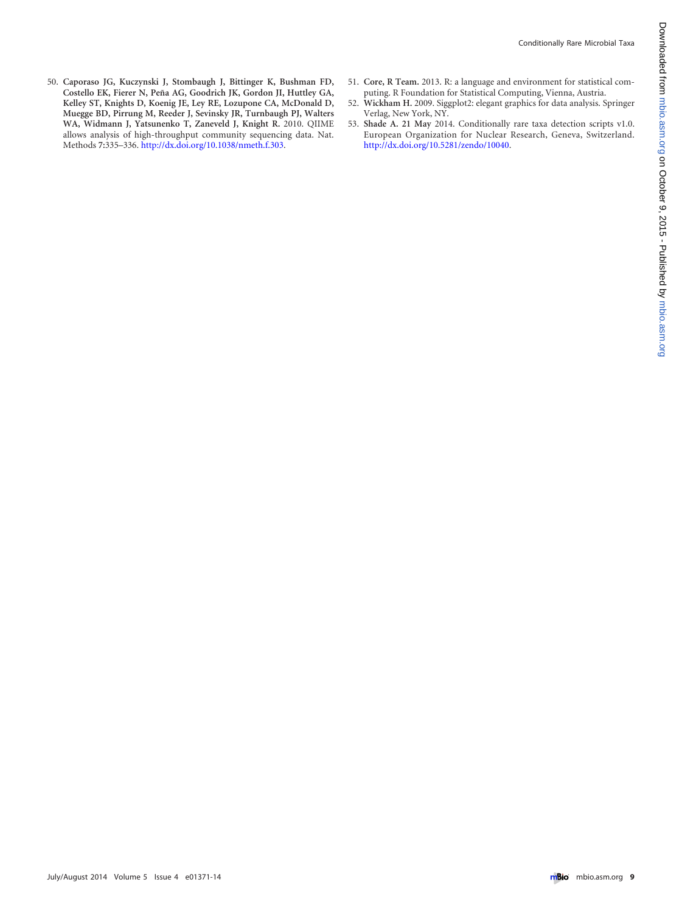50. **Caporaso JG, Kuczynski J, Stombaugh J, Bittinger K, Bushman FD, Costello EK, Fierer N, Peña AG, Goodrich JK, Gordon JI, Huttley GA, Kelley ST, Knights D, Koenig JE, Ley RE, Lozupone CA, McDonald D, Muegge BD, Pirrung M, Reeder J, Sevinsky JR, Turnbaugh PJ, Walters WA, Widmann J, Yatsunenko T, Zaneveld J, Knight R.** 2010. QIIME allows analysis of high-throughput community sequencing data. Nat. Methods 7:335–336. http://dx.doi.org/10.1038/nmeth.f.303.
51. **Core, R Team.** 2013. R: a language and environment for statistical computing. R Foundation for Statistical Computing, Vienna, Austria.
52. **Wickham H.** 2009. Siggplot2: elegant graphics for data analysis. Springer Verlag, New York, NY.
53. **Shade A. 21 May** 2014. Conditionally rare taxa detection scripts v1.0. European Organization for Nuclear Research, Geneva, Switzerland. http://dx.doi.org/10.5281/zendo/10040.